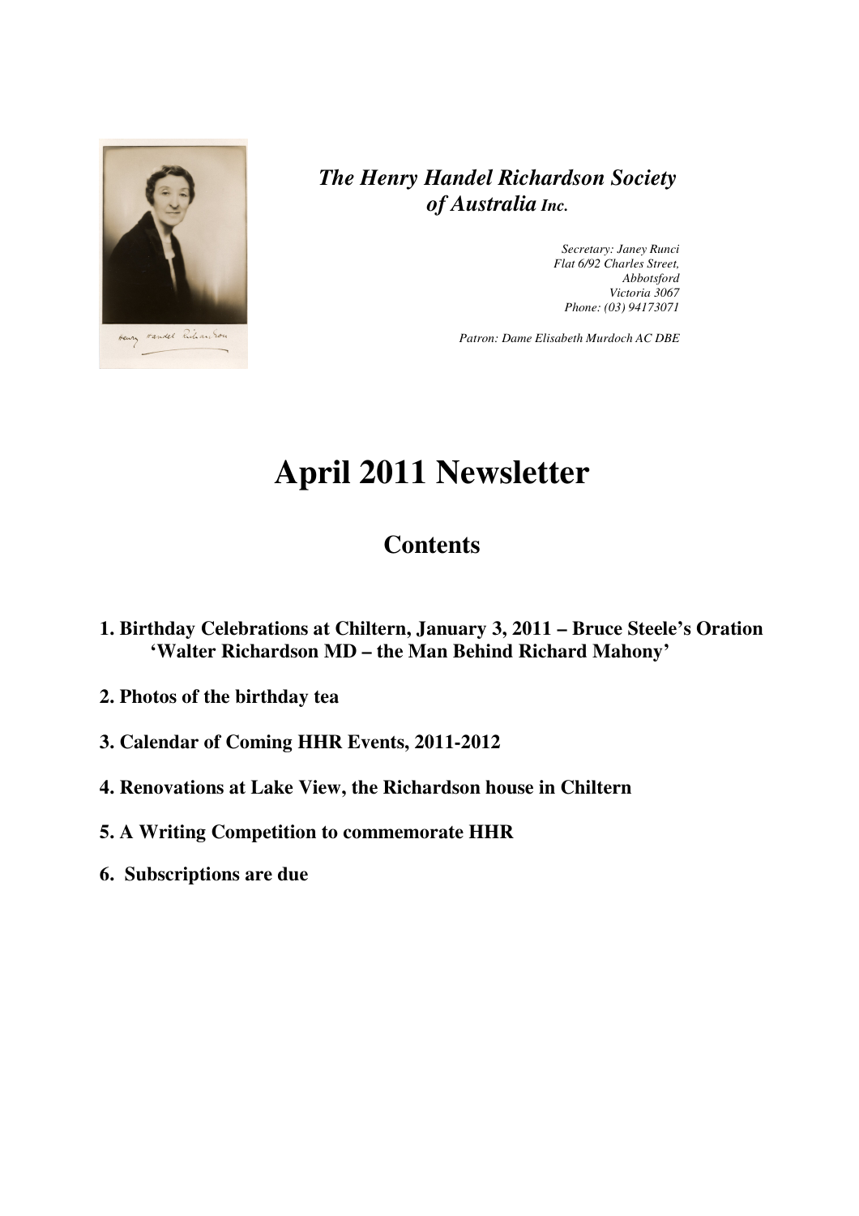***The Henry Handel Richardson Society of Australia** Inc.*

*Secretary: Janey Runci*
*Flat 6/92 Charles Street,*
*Abbotsford*
*Victoria 3067*
*Phone: (03) 94173071*

*Patron: Dame Elisabeth Murdoch AC DBE*

# April 2011 Newsletter

## Contents

**1. Birthday Celebrations at Chiltern, January 3, 2011 – Bruce Steele's Oration 'Walter Richardson MD – the Man Behind Richard Mahony'**

**2. Photos of the birthday tea**

**3. Calendar of Coming HHR Events, 2011-2012**

**4. Renovations at Lake View, the Richardson house in Chiltern**

**5. A Writing Competition to commemorate HHR**

**6. Subscriptions are due**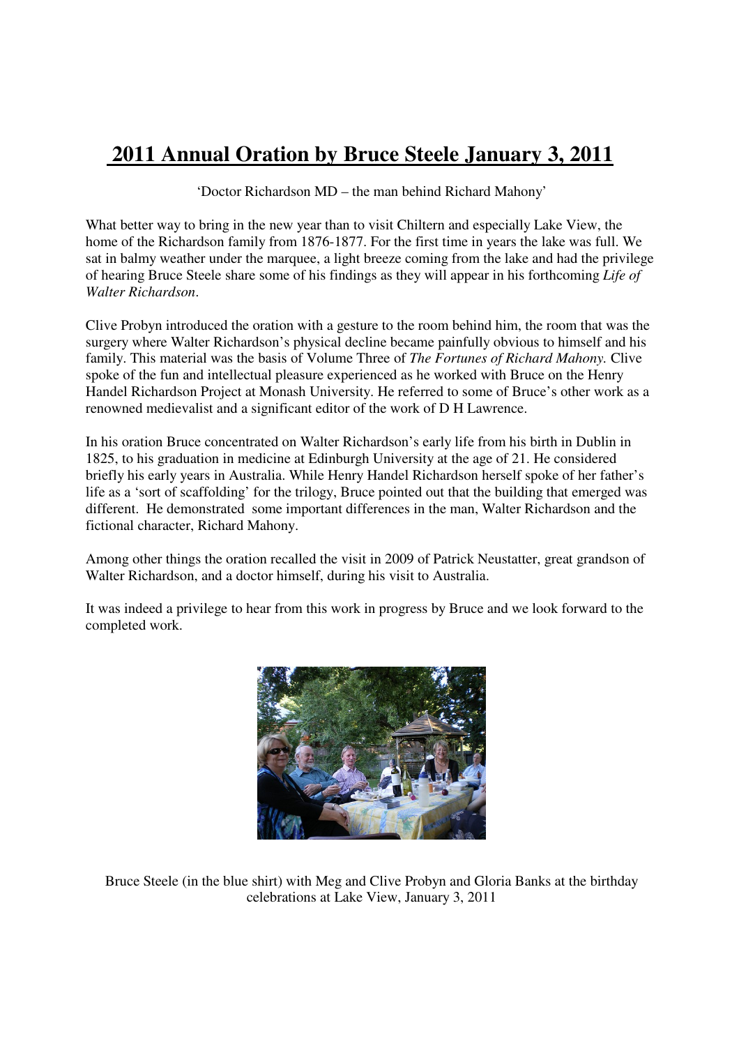# 2011 Annual Oration by Bruce Steele January 3, 2011

'Doctor Richardson MD – the man behind Richard Mahony'

What better way to bring in the new year than to visit Chiltern and especially Lake View, the home of the Richardson family from 1876-1877. For the first time in years the lake was full. We sat in balmy weather under the marquee, a light breeze coming from the lake and had the privilege of hearing Bruce Steele share some of his findings as they will appear in his forthcoming *Life of Walter Richardson*.

Clive Probyn introduced the oration with a gesture to the room behind him, the room that was the surgery where Walter Richardson's physical decline became painfully obvious to himself and his family. This material was the basis of Volume Three of *The Fortunes of Richard Mahony.* Clive spoke of the fun and intellectual pleasure experienced as he worked with Bruce on the Henry Handel Richardson Project at Monash University. He referred to some of Bruce's other work as a renowned medievalist and a significant editor of the work of D H Lawrence.

In his oration Bruce concentrated on Walter Richardson's early life from his birth in Dublin in 1825, to his graduation in medicine at Edinburgh University at the age of 21. He considered briefly his early years in Australia. While Henry Handel Richardson herself spoke of her father's life as a 'sort of scaffolding' for the trilogy, Bruce pointed out that the building that emerged was different. He demonstrated some important differences in the man, Walter Richardson and the fictional character, Richard Mahony.

Among other things the oration recalled the visit in 2009 of Patrick Neustatter, great grandson of Walter Richardson, and a doctor himself, during his visit to Australia.

It was indeed a privilege to hear from this work in progress by Bruce and we look forward to the completed work.

Bruce Steele (in the blue shirt) with Meg and Clive Probyn and Gloria Banks at the birthday celebrations at Lake View, January 3, 2011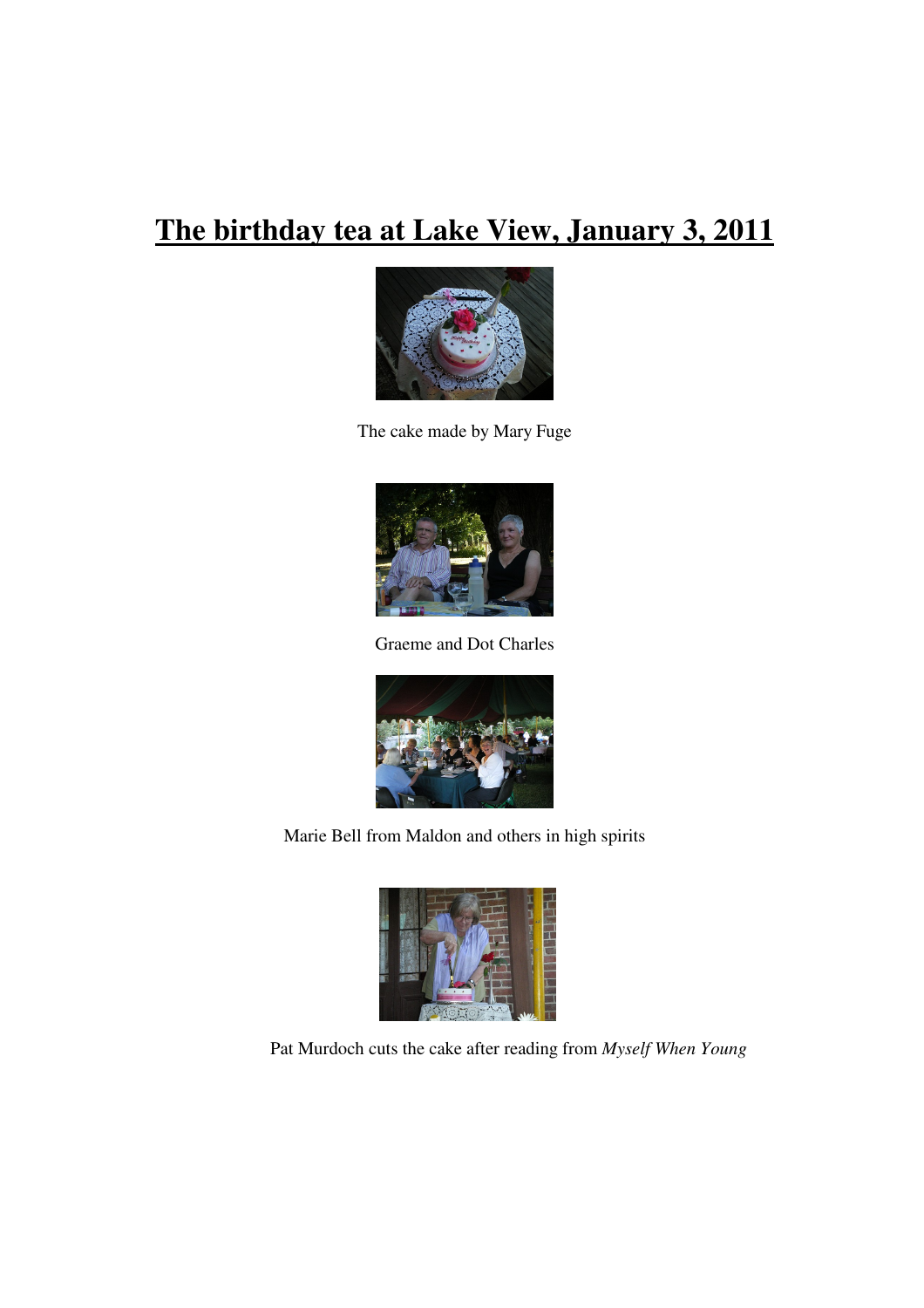# The birthday tea at Lake View, January 3, 2011

The cake made by Mary Fuge

Graeme and Dot Charles

Marie Bell from Maldon and others in high spirits

Pat Murdoch cuts the cake after reading from *Myself When Young*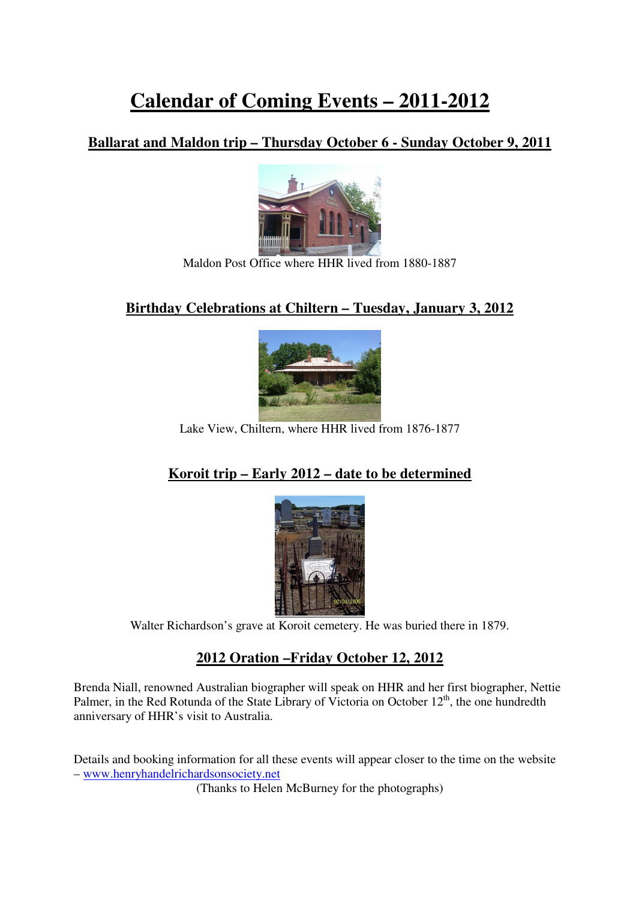# Calendar of Coming Events – 2011-2012

## Ballarat and Maldon trip – Thursday October 6 - Sunday October 9, 2011

Maldon Post Office where HHR lived from 1880-1887

## Birthday Celebrations at Chiltern – Tuesday, January 3, 2012

Lake View, Chiltern, where HHR lived from 1876-1877

## Koroit trip – Early 2012 – date to be determined

Walter Richardson's grave at Koroit cemetery. He was buried there in 1879.

## 2012 Oration –Friday October 12, 2012

Brenda Niall, renowned Australian biographer will speak on HHR and her first biographer, Nettie Palmer, in the Red Rotunda of the State Library of Victoria on October 12th, the one hundredth anniversary of HHR's visit to Australia.

Details and booking information for all these events will appear closer to the time on the website – www.henryhandelrichardsonsociety.net

(Thanks to Helen McBurney for the photographs)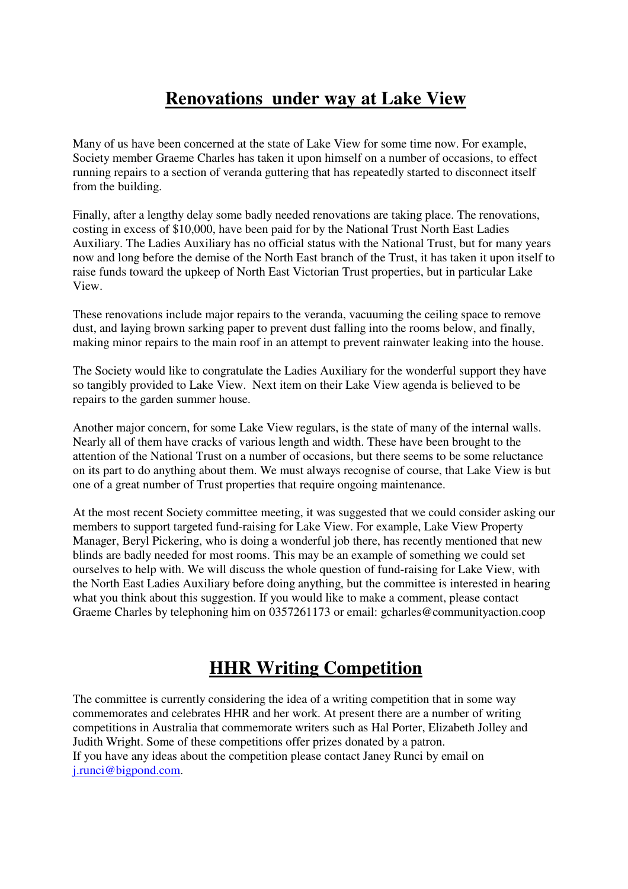## **Renovations under way at Lake View**

Many of us have been concerned at the state of Lake View for some time now. For example, Society member Graeme Charles has taken it upon himself on a number of occasions, to effect running repairs to a section of veranda guttering that has repeatedly started to disconnect itself from the building.

Finally, after a lengthy delay some badly needed renovations are taking place. The renovations, costing in excess of $10,000, have been paid for by the National Trust North East Ladies Auxiliary. The Ladies Auxiliary has no official status with the National Trust, but for many years now and long before the demise of the North East branch of the Trust, it has taken it upon itself to raise funds toward the upkeep of North East Victorian Trust properties, but in particular Lake View.

These renovations include major repairs to the veranda, vacuuming the ceiling space to remove dust, and laying brown sarking paper to prevent dust falling into the rooms below, and finally, making minor repairs to the main roof in an attempt to prevent rainwater leaking into the house.

The Society would like to congratulate the Ladies Auxiliary for the wonderful support they have so tangibly provided to Lake View. Next item on their Lake View agenda is believed to be repairs to the garden summer house.

Another major concern, for some Lake View regulars, is the state of many of the internal walls. Nearly all of them have cracks of various length and width. These have been brought to the attention of the National Trust on a number of occasions, but there seems to be some reluctance on its part to do anything about them. We must always recognise of course, that Lake View is but one of a great number of Trust properties that require ongoing maintenance.

At the most recent Society committee meeting, it was suggested that we could consider asking our members to support targeted fund-raising for Lake View. For example, Lake View Property Manager, Beryl Pickering, who is doing a wonderful job there, has recently mentioned that new blinds are badly needed for most rooms. This may be an example of something we could set ourselves to help with. We will discuss the whole question of fund-raising for Lake View, with the North East Ladies Auxiliary before doing anything, but the committee is interested in hearing what you think about this suggestion. If you would like to make a comment, please contact Graeme Charles by telephoning him on 0357261173 or email: gcharles@communityaction.coop

## **HHR Writing Competition**

The committee is currently considering the idea of a writing competition that in some way commemorates and celebrates HHR and her work. At present there are a number of writing competitions in Australia that commemorate writers such as Hal Porter, Elizabeth Jolley and Judith Wright. Some of these competitions offer prizes donated by a patron.
If you have any ideas about the competition please contact Janey Runci by email on j.runci@bigpond.com.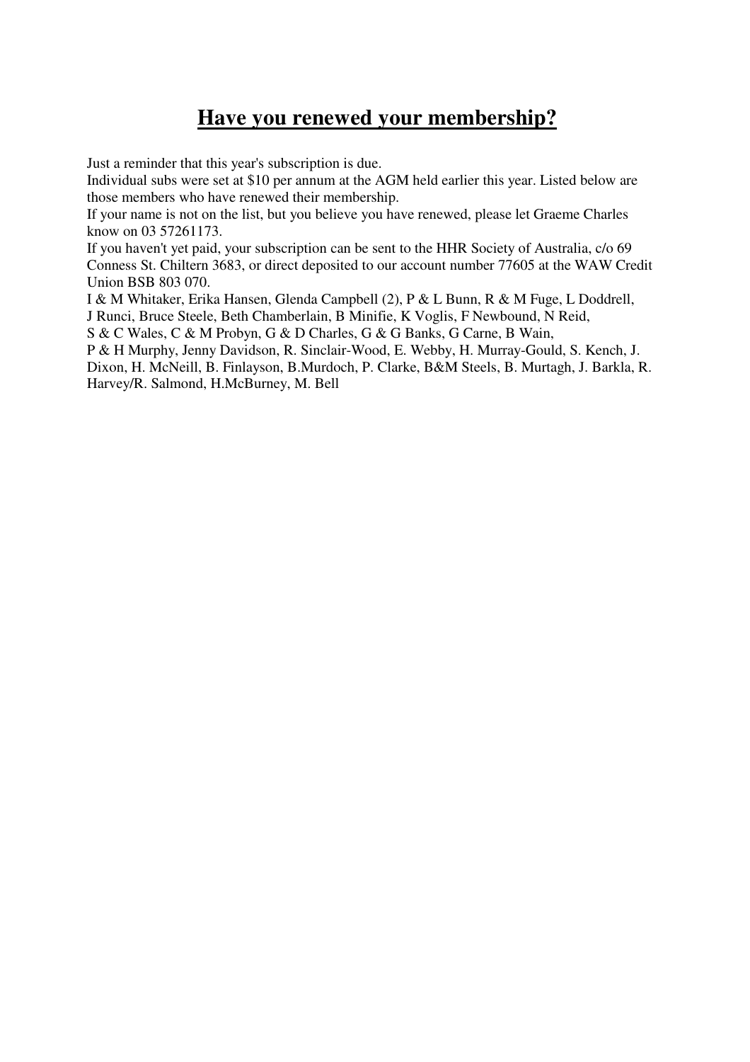# Have you renewed your membership?

Just a reminder that this year's subscription is due.

Individual subs were set at $10 per annum at the AGM held earlier this year. Listed below are those members who have renewed their membership.

If your name is not on the list, but you believe you have renewed, please let Graeme Charles know on 03 57261173.

If you haven't yet paid, your subscription can be sent to the HHR Society of Australia, c/o 69 Conness St. Chiltern 3683, or direct deposited to our account number 77605 at the WAW Credit Union BSB 803 070.

I & M Whitaker, Erika Hansen, Glenda Campbell (2), P & L Bunn, R & M Fuge, L Doddrell, J Runci, Bruce Steele, Beth Chamberlain, B Minifie, K Voglis, F Newbound, N Reid, S & C Wales, C & M Probyn, G & D Charles, G & G Banks, G Carne, B Wain, P & H Murphy, Jenny Davidson, R. Sinclair-Wood, E. Webby, H. Murray-Gould, S. Kench, J. Dixon, H. McNeill, B. Finlayson, B.Murdoch, P. Clarke, B&M Steels, B. Murtagh, J. Barkla, R. Harvey/R. Salmond, H.McBurney, M. Bell